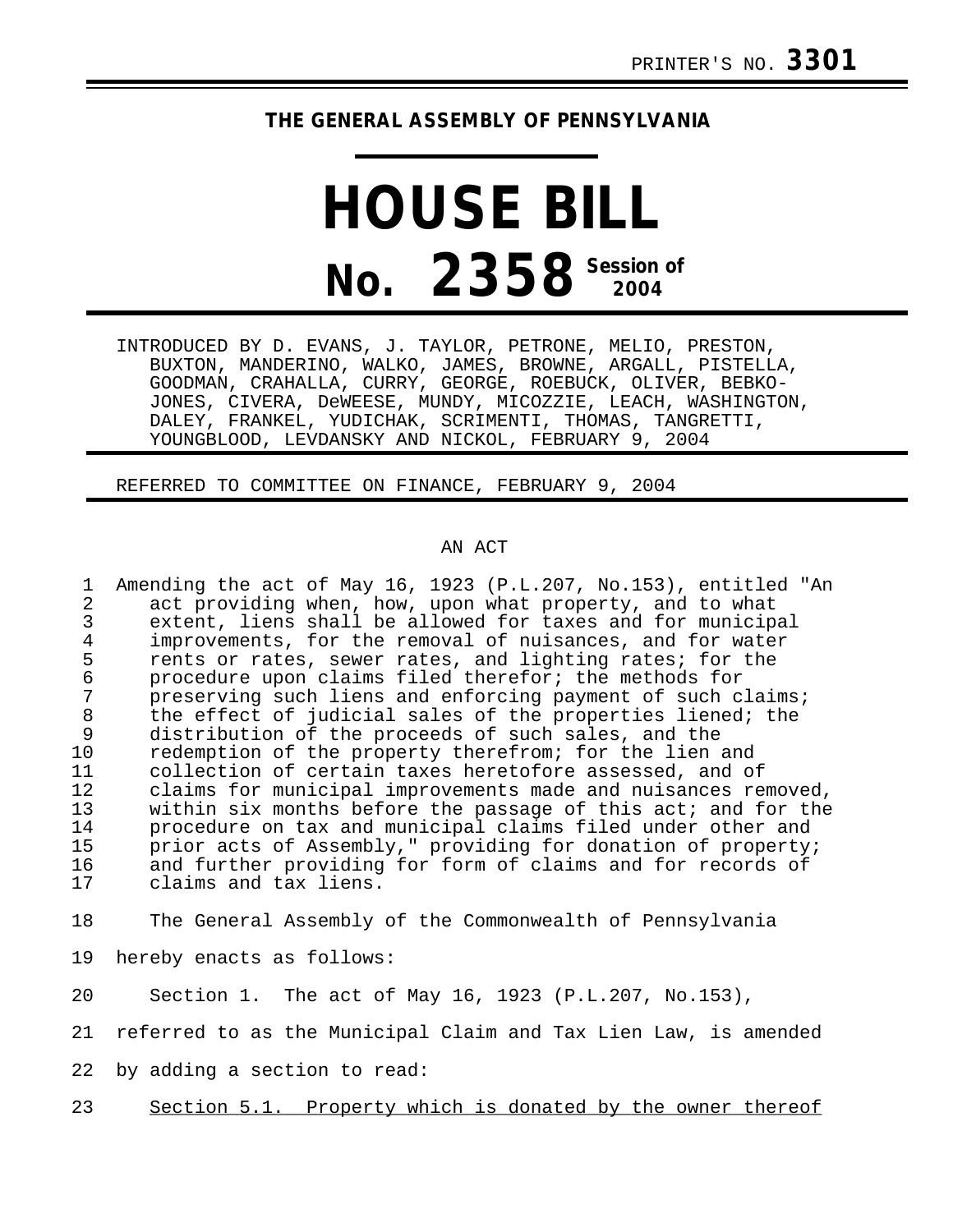PRINTER'S NO. **3301**

**THE GENERAL ASSEMBLY OF PENNSYLVANIA**

# HOUSE BILL

# No. 2358 Session of 2004

INTRODUCED BY D. EVANS, J. TAYLOR, PETRONE, MELIO, PRESTON, BUXTON, MANDERINO, WALKO, JAMES, BROWNE, ARGALL, PISTELLA, GOODMAN, CRAHALLA, CURRY, GEORGE, ROEBUCK, OLIVER, BEBKO-JONES, CIVERA, DeWEESE, MUNDY, MICOZZIE, LEACH, WASHINGTON, DALEY, FRANKEL, YUDICHAK, SCRIMENTI, THOMAS, TANGRETTI, YOUNGBLOOD, LEVDANSKY AND NICKOL, FEBRUARY 9, 2004

REFERRED TO COMMITTEE ON FINANCE, FEBRUARY 9, 2004

AN ACT

1 Amending the act of May 16, 1923 (P.L.207, No.153), entitled "An
2 act providing when, how, upon what property, and to what
3 extent, liens shall be allowed for taxes and for municipal
4 improvements, for the removal of nuisances, and for water
5 rents or rates, sewer rates, and lighting rates; for the
6 procedure upon claims filed therefor; the methods for
7 preserving such liens and enforcing payment of such claims;
8 the effect of judicial sales of the properties liened; the
9 distribution of the proceeds of such sales, and the
10 redemption of the property therefrom; for the lien and
11 collection of certain taxes heretofore assessed, and of
12 claims for municipal improvements made and nuisances removed,
13 within six months before the passage of this act; and for the
14 procedure on tax and municipal claims filed under other and
15 prior acts of Assembly," providing for donation of property;
16 and further providing for form of claims and for records of
17 claims and tax liens.

18 The General Assembly of the Commonwealth of Pennsylvania
19 hereby enacts as follows:

20 Section 1. The act of May 16, 1923 (P.L.207, No.153),
21 referred to as the Municipal Claim and Tax Lien Law, is amended
22 by adding a section to read:

23 <u>Section 5.1. Property which is donated by the owner thereof</u>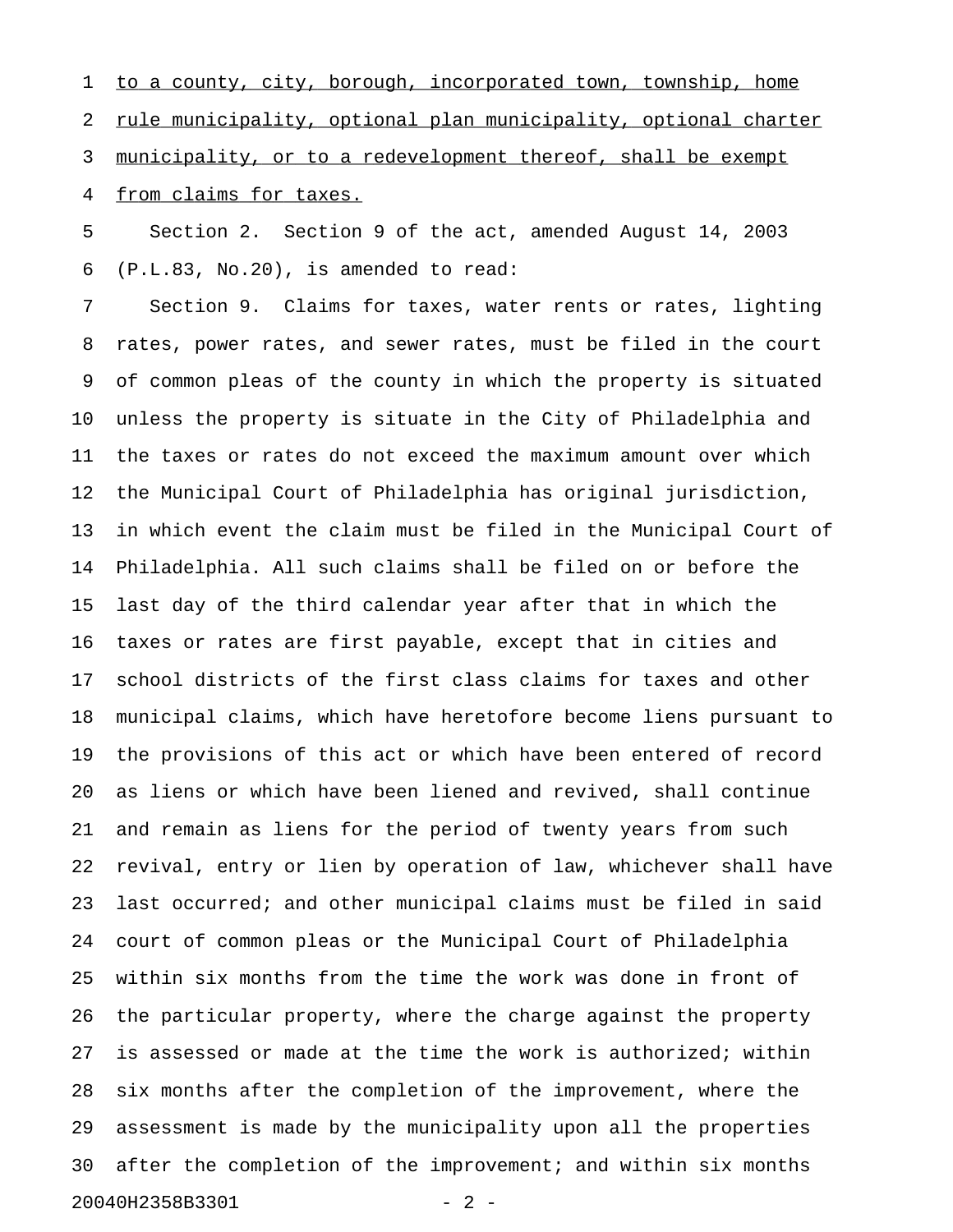to a county, city, borough, incorporated town, township, home rule municipality, optional plan municipality, optional charter municipality, or to a redevelopment thereof, shall be exempt from claims for taxes.

Section 2. Section 9 of the act, amended August 14, 2003 (P.L.83, No.20), is amended to read:

Section 9. Claims for taxes, water rents or rates, lighting rates, power rates, and sewer rates, must be filed in the court of common pleas of the county in which the property is situated unless the property is situate in the City of Philadelphia and the taxes or rates do not exceed the maximum amount over which the Municipal Court of Philadelphia has original jurisdiction, in which event the claim must be filed in the Municipal Court of Philadelphia. All such claims shall be filed on or before the last day of the third calendar year after that in which the taxes or rates are first payable, except that in cities and school districts of the first class claims for taxes and other municipal claims, which have heretofore become liens pursuant to the provisions of this act or which have been entered of record as liens or which have been liened and revived, shall continue and remain as liens for the period of twenty years from such revival, entry or lien by operation of law, whichever shall have last occurred; and other municipal claims must be filed in said court of common pleas or the Municipal Court of Philadelphia within six months from the time the work was done in front of the particular property, where the charge against the property is assessed or made at the time the work is authorized; within six months after the completion of the improvement, where the assessment is made by the municipality upon all the properties after the completion of the improvement; and within six months

20040H2358B3301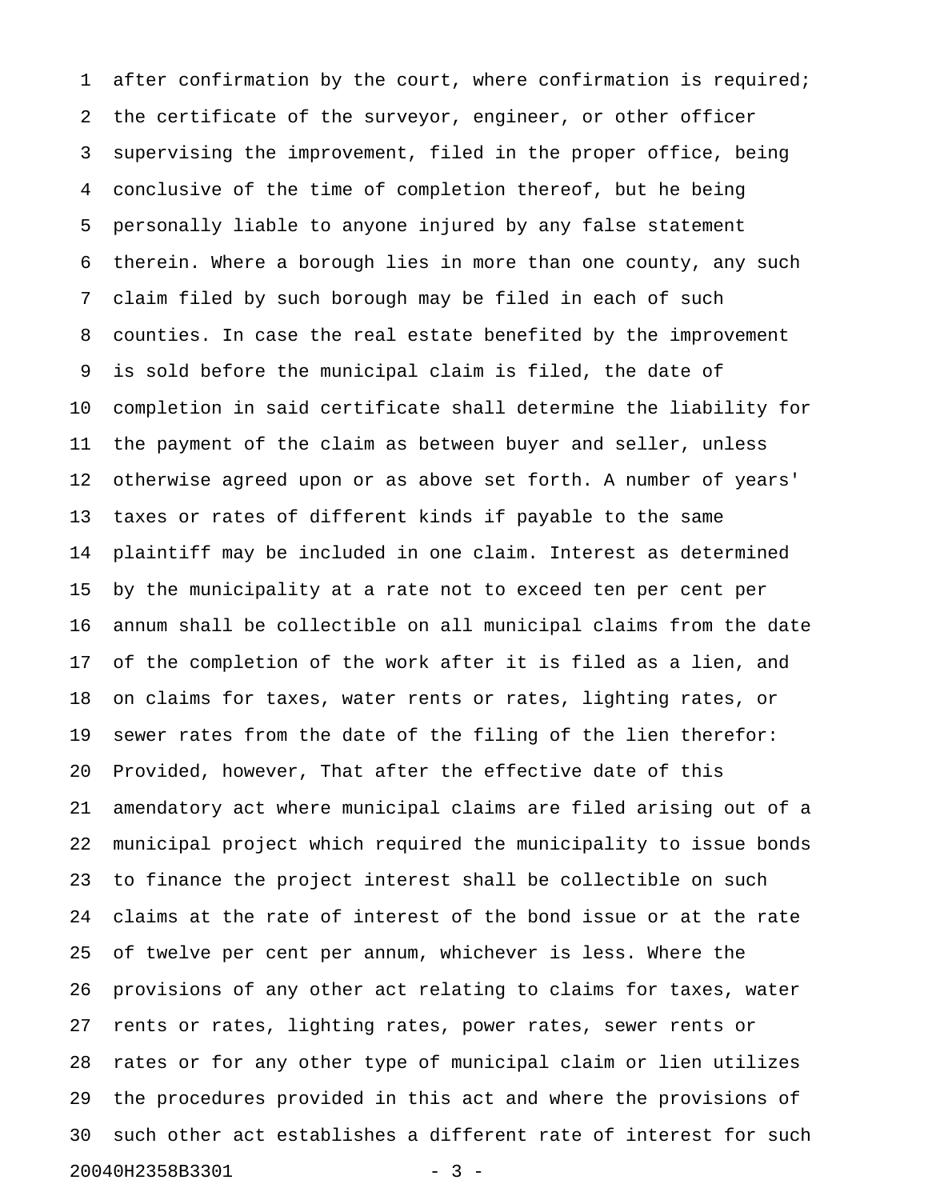after confirmation by the court, where confirmation is required; the certificate of the surveyor, engineer, or other officer supervising the improvement, filed in the proper office, being conclusive of the time of completion thereof, but he being personally liable to anyone injured by any false statement therein. Where a borough lies in more than one county, any such claim filed by such borough may be filed in each of such counties. In case the real estate benefited by the improvement is sold before the municipal claim is filed, the date of completion in said certificate shall determine the liability for the payment of the claim as between buyer and seller, unless otherwise agreed upon or as above set forth. A number of years' taxes or rates of different kinds if payable to the same plaintiff may be included in one claim. Interest as determined by the municipality at a rate not to exceed ten per cent per annum shall be collectible on all municipal claims from the date of the completion of the work after it is filed as a lien, and on claims for taxes, water rents or rates, lighting rates, or sewer rates from the date of the filing of the lien therefor: Provided, however, That after the effective date of this amendatory act where municipal claims are filed arising out of a municipal project which required the municipality to issue bonds to finance the project interest shall be collectible on such claims at the rate of interest of the bond issue or at the rate of twelve per cent per annum, whichever is less. Where the provisions of any other act relating to claims for taxes, water rents or rates, lighting rates, power rates, sewer rents or rates or for any other type of municipal claim or lien utilizes the procedures provided in this act and where the provisions of such other act establishes a different rate of interest for such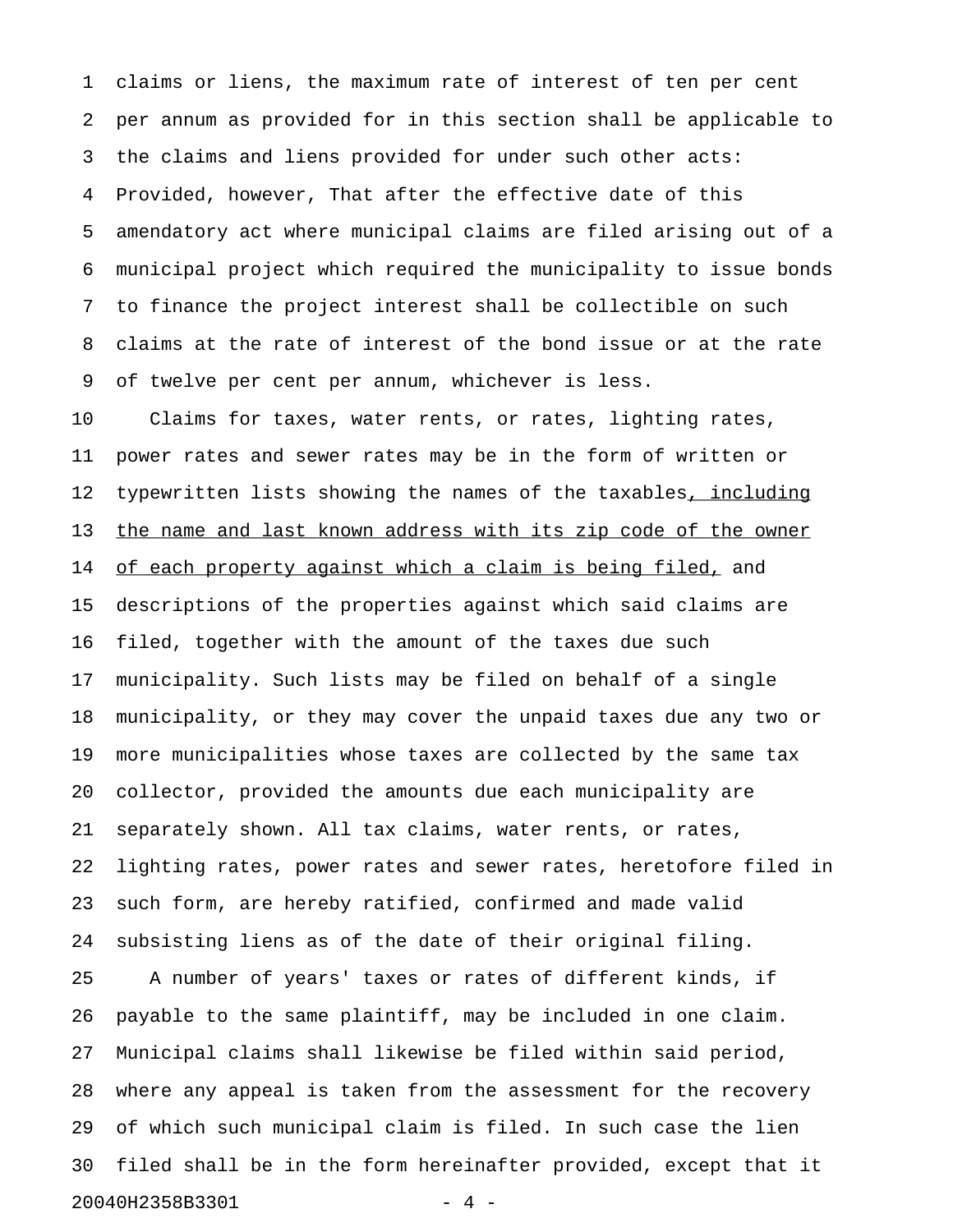claims or liens, the maximum rate of interest of ten per cent per annum as provided for in this section shall be applicable to the claims and liens provided for under such other acts: Provided, however, That after the effective date of this amendatory act where municipal claims are filed arising out of a municipal project which required the municipality to issue bonds to finance the project interest shall be collectible on such claims at the rate of interest of the bond issue or at the rate of twelve per cent per annum, whichever is less.

Claims for taxes, water rents, or rates, lighting rates, power rates and sewer rates may be in the form of written or typewritten lists showing the names of the taxables<u>, including the name and last known address with its zip code of the owner of each property against which a claim is being filed,</u> and descriptions of the properties against which said claims are filed, together with the amount of the taxes due such municipality. Such lists may be filed on behalf of a single municipality, or they may cover the unpaid taxes due any two or more municipalities whose taxes are collected by the same tax collector, provided the amounts due each municipality are separately shown. All tax claims, water rents, or rates, lighting rates, power rates and sewer rates, heretofore filed in such form, are hereby ratified, confirmed and made valid subsisting liens as of the date of their original filing.

A number of years' taxes or rates of different kinds, if payable to the same plaintiff, may be included in one claim. Municipal claims shall likewise be filed within said period, where any appeal is taken from the assessment for the recovery of which such municipal claim is filed. In such case the lien filed shall be in the form hereinafter provided, except that it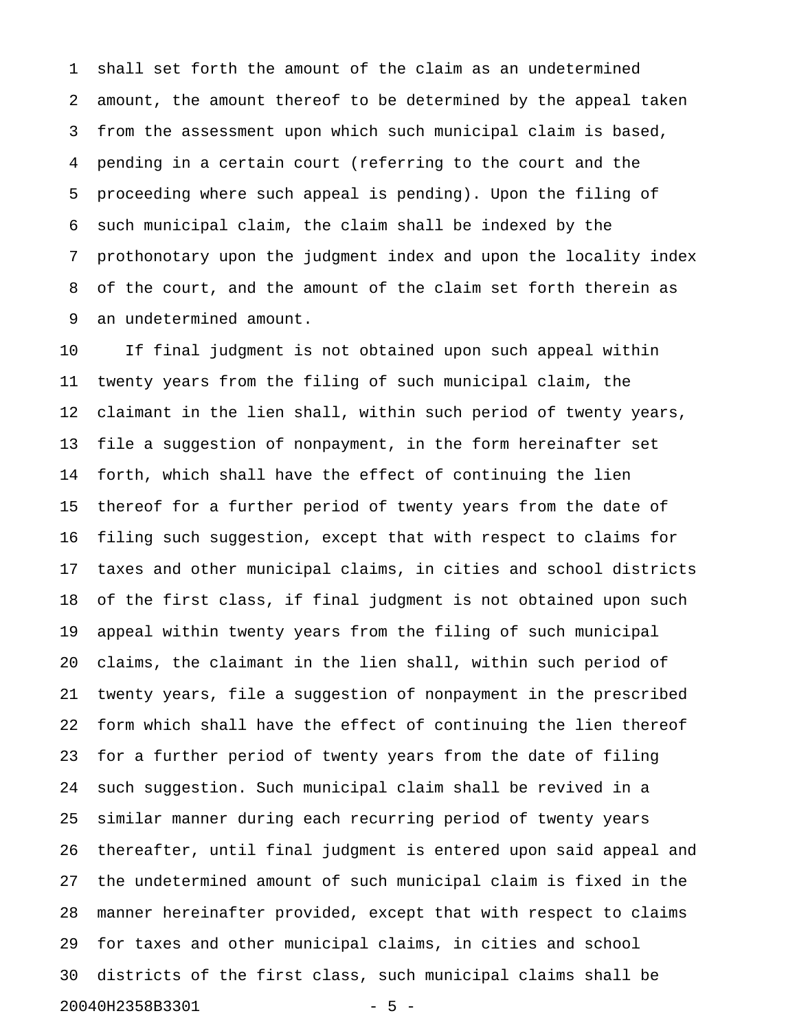shall set forth the amount of the claim as an undetermined amount, the amount thereof to be determined by the appeal taken from the assessment upon which such municipal claim is based, pending in a certain court (referring to the court and the proceeding where such appeal is pending). Upon the filing of such municipal claim, the claim shall be indexed by the prothonotary upon the judgment index and upon the locality index of the court, and the amount of the claim set forth therein as an undetermined amount.

If final judgment is not obtained upon such appeal within twenty years from the filing of such municipal claim, the claimant in the lien shall, within such period of twenty years, file a suggestion of nonpayment, in the form hereinafter set forth, which shall have the effect of continuing the lien thereof for a further period of twenty years from the date of filing such suggestion, except that with respect to claims for taxes and other municipal claims, in cities and school districts of the first class, if final judgment is not obtained upon such appeal within twenty years from the filing of such municipal claims, the claimant in the lien shall, within such period of twenty years, file a suggestion of nonpayment in the prescribed form which shall have the effect of continuing the lien thereof for a further period of twenty years from the date of filing such suggestion. Such municipal claim shall be revived in a similar manner during each recurring period of twenty years thereafter, until final judgment is entered upon said appeal and the undetermined amount of such municipal claim is fixed in the manner hereinafter provided, except that with respect to claims for taxes and other municipal claims, in cities and school districts of the first class, such municipal claims shall be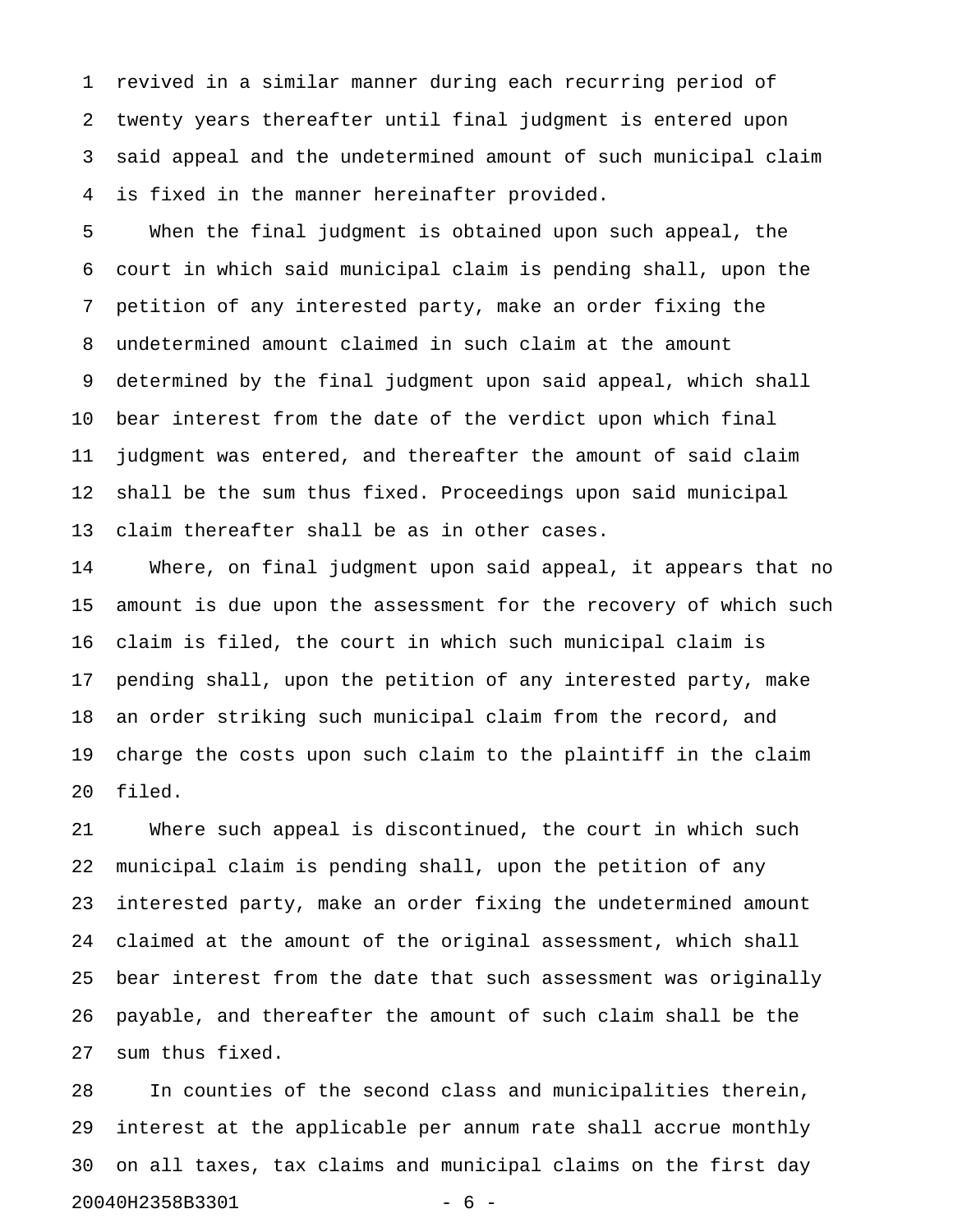revived in a similar manner during each recurring period of twenty years thereafter until final judgment is entered upon said appeal and the undetermined amount of such municipal claim is fixed in the manner hereinafter provided.

When the final judgment is obtained upon such appeal, the court in which said municipal claim is pending shall, upon the petition of any interested party, make an order fixing the undetermined amount claimed in such claim at the amount determined by the final judgment upon said appeal, which shall bear interest from the date of the verdict upon which final judgment was entered, and thereafter the amount of said claim shall be the sum thus fixed. Proceedings upon said municipal claim thereafter shall be as in other cases.

Where, on final judgment upon said appeal, it appears that no amount is due upon the assessment for the recovery of which such claim is filed, the court in which such municipal claim is pending shall, upon the petition of any interested party, make an order striking such municipal claim from the record, and charge the costs upon such claim to the plaintiff in the claim filed.

Where such appeal is discontinued, the court in which such municipal claim is pending shall, upon the petition of any interested party, make an order fixing the undetermined amount claimed at the amount of the original assessment, which shall bear interest from the date that such assessment was originally payable, and thereafter the amount of such claim shall be the sum thus fixed.

In counties of the second class and municipalities therein, interest at the applicable per annum rate shall accrue monthly on all taxes, tax claims and municipal claims on the first day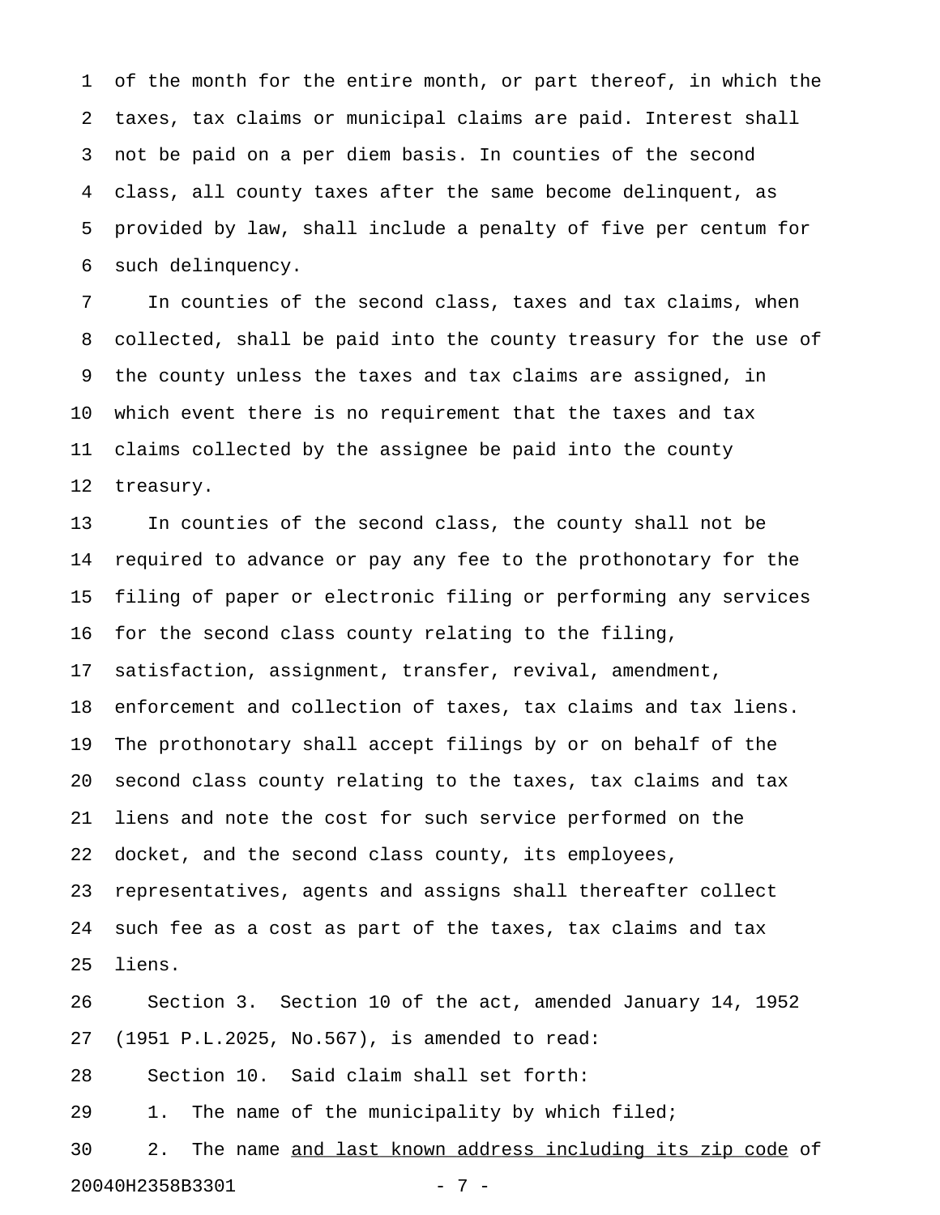of the month for the entire month, or part thereof, in which the taxes, tax claims or municipal claims are paid. Interest shall not be paid on a per diem basis. In counties of the second class, all county taxes after the same become delinquent, as provided by law, shall include a penalty of five per centum for such delinquency.

In counties of the second class, taxes and tax claims, when collected, shall be paid into the county treasury for the use of the county unless the taxes and tax claims are assigned, in which event there is no requirement that the taxes and tax claims collected by the assignee be paid into the county treasury.

In counties of the second class, the county shall not be required to advance or pay any fee to the prothonotary for the filing of paper or electronic filing or performing any services for the second class county relating to the filing, satisfaction, assignment, transfer, revival, amendment, enforcement and collection of taxes, tax claims and tax liens. The prothonotary shall accept filings by or on behalf of the second class county relating to the taxes, tax claims and tax liens and note the cost for such service performed on the docket, and the second class county, its employees, representatives, agents and assigns shall thereafter collect such fee as a cost as part of the taxes, tax claims and tax liens.

Section 3. Section 10 of the act, amended January 14, 1952 (1951 P.L.2025, No.567), is amended to read:

Section 10. Said claim shall set forth:

1. The name of the municipality by which filed;

2. The name <u>and last known address including its zip code</u> of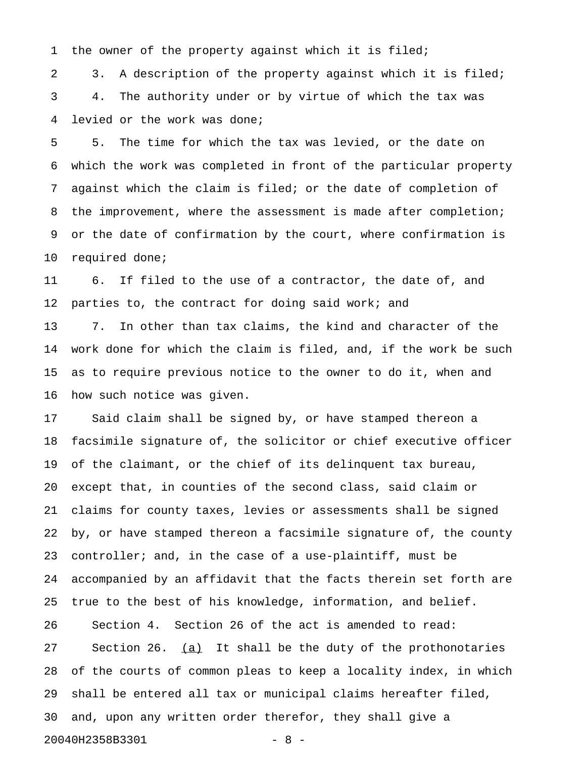the owner of the property against which it is filed;

3. A description of the property against which it is filed;

4. The authority under or by virtue of which the tax was levied or the work was done;

5. The time for which the tax was levied, or the date on which the work was completed in front of the particular property against which the claim is filed; or the date of completion of the improvement, where the assessment is made after completion; or the date of confirmation by the court, where confirmation is required done;

6. If filed to the use of a contractor, the date of, and parties to, the contract for doing said work; and

7. In other than tax claims, the kind and character of the work done for which the claim is filed, and, if the work be such as to require previous notice to the owner to do it, when and how such notice was given.

Said claim shall be signed by, or have stamped thereon a facsimile signature of, the solicitor or chief executive officer of the claimant, or the chief of its delinquent tax bureau, except that, in counties of the second class, said claim or claims for county taxes, levies or assessments shall be signed by, or have stamped thereon a facsimile signature of, the county controller; and, in the case of a use-plaintiff, must be accompanied by an affidavit that the facts therein set forth are true to the best of his knowledge, information, and belief.

Section 4. Section 26 of the act is amended to read:

Section 26. (a) It shall be the duty of the prothonotaries of the courts of common pleas to keep a locality index, in which shall be entered all tax or municipal claims hereafter filed, and, upon any written order therefor, they shall give a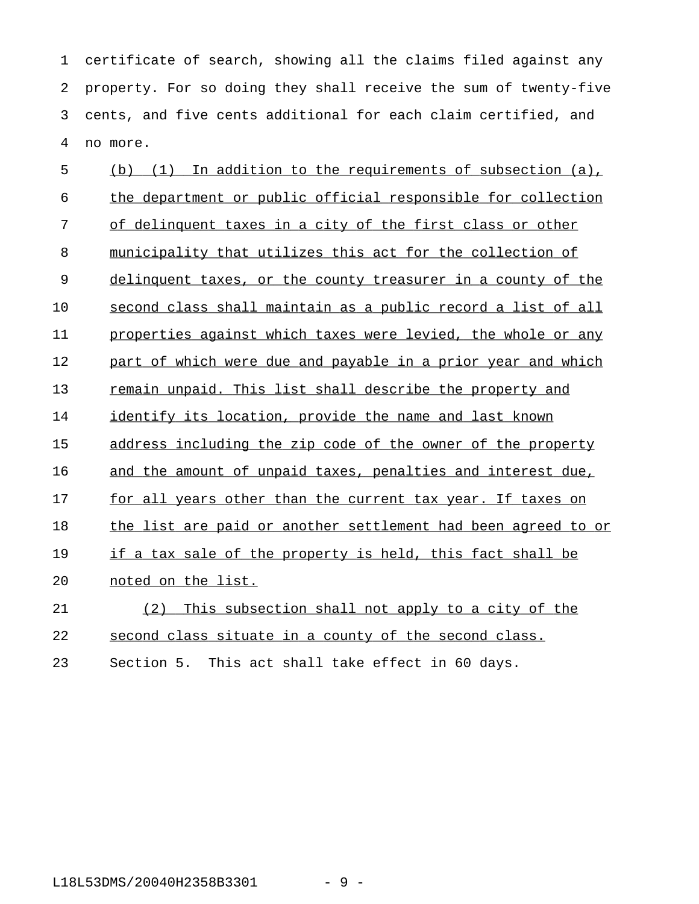certificate of search, showing all the claims filed against any property. For so doing they shall receive the sum of twenty-five cents, and five cents additional for each claim certified, and no more.

(b) (1) In addition to the requirements of subsection (a), the department or public official responsible for collection of delinquent taxes in a city of the first class or other municipality that utilizes this act for the collection of delinquent taxes, or the county treasurer in a county of the second class shall maintain as a public record a list of all properties against which taxes were levied, the whole or any part of which were due and payable in a prior year and which remain unpaid. This list shall describe the property and identify its location, provide the name and last known address including the zip code of the owner of the property and the amount of unpaid taxes, penalties and interest due, for all years other than the current tax year. If taxes on the list are paid or another settlement had been agreed to or if a tax sale of the property is held, this fact shall be noted on the list.

(2) This subsection shall not apply to a city of the second class situate in a county of the second class.

Section 5. This act shall take effect in 60 days.